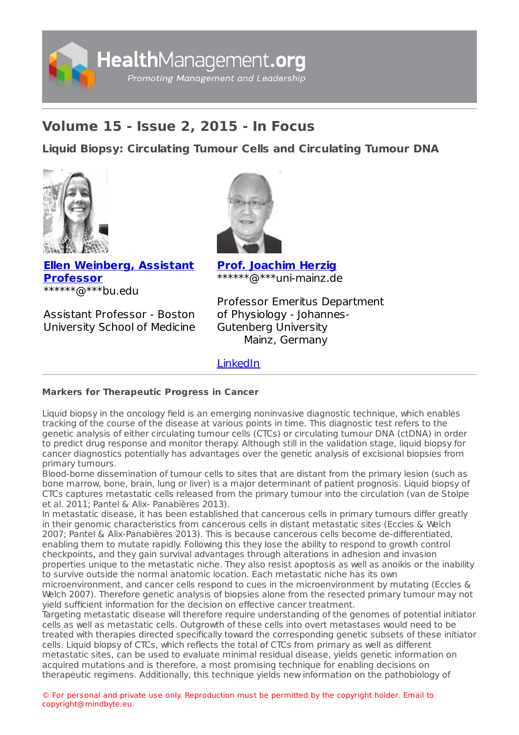# Volume 15 - Issue 2, 2015 - In Focus

## Liquid Biopsy: Circulating Tumour Cells and Circulating Tumour DNA

**Ellen Weinberg, Assistant Professor**
******@***bu.edu

Assistant Professor - Boston University School of Medicine

**Prof. Joachim Herzig**
******@***uni-mainz.de

Professor Emeritus Department of Physiology - Johannes-Gutenberg University Mainz, Germany

LinkedIn

### Markers for Therapeutic Progress in Cancer

Liquid biopsy in the oncology field is an emerging noninvasive diagnostic technique, which enables tracking of the course of the disease at various points in time. This diagnostic test refers to the genetic analysis of either circulating tumour cells (CTCs) or circulating tumour DNA (ctDNA) in order to predict drug response and monitor therapy. Although still in the validation stage, liquid biopsy for cancer diagnostics potentially has advantages over the genetic analysis of excisional biopsies from primary tumours.

Blood-borne dissemination of tumour cells to sites that are distant from the primary lesion (such as bone marrow, bone, brain, lung or liver) is a major determinant of patient prognosis. Liquid biopsy of CTCs captures metastatic cells released from the primary tumour into the circulation (van de Stolpe et al. 2011; Pantel & Alix- Panabières 2013).

In metastatic disease, it has been established that cancerous cells in primary tumours differ greatly in their genomic characteristics from cancerous cells in distant metastatic sites (Eccles & Welch 2007; Pantel & Alix-Panabières 2013). This is because cancerous cells become de-differentiated, enabling them to mutate rapidly. Following this they lose the ability to respond to growth control checkpoints, and they gain survival advantages through alterations in adhesion and invasion properties unique to the metastatic niche. They also resist apoptosis as well as anoikis or the inability to survive outside the normal anatomic location. Each metastatic niche has its own microenvironment, and cancer cells respond to cues in the microenvironment by mutating (Eccles & Welch 2007). Therefore genetic analysis of biopsies alone from the resected primary tumour may not yield sufficient information for the decision on effective cancer treatment.

Targeting metastatic disease will therefore require understanding of the genomes of potential initiator cells as well as metastatic cells. Outgrowth of these cells into overt metastases would need to be treated with therapies directed specifically toward the corresponding genetic subsets of these initiator cells. Liquid biopsy of CTCs, which reflects the total of CTCs from primary as well as different metastatic sites, can be used to evaluate minimal residual disease, yields genetic information on acquired mutations and is therefore, a most promising technique for enabling decisions on therapeutic regimens. Additionally, this technique yields new information on the pathobiology of

© For personal and private use only. Reproduction must be permitted by the copyright holder. Email to copyright@mindbyte.eu.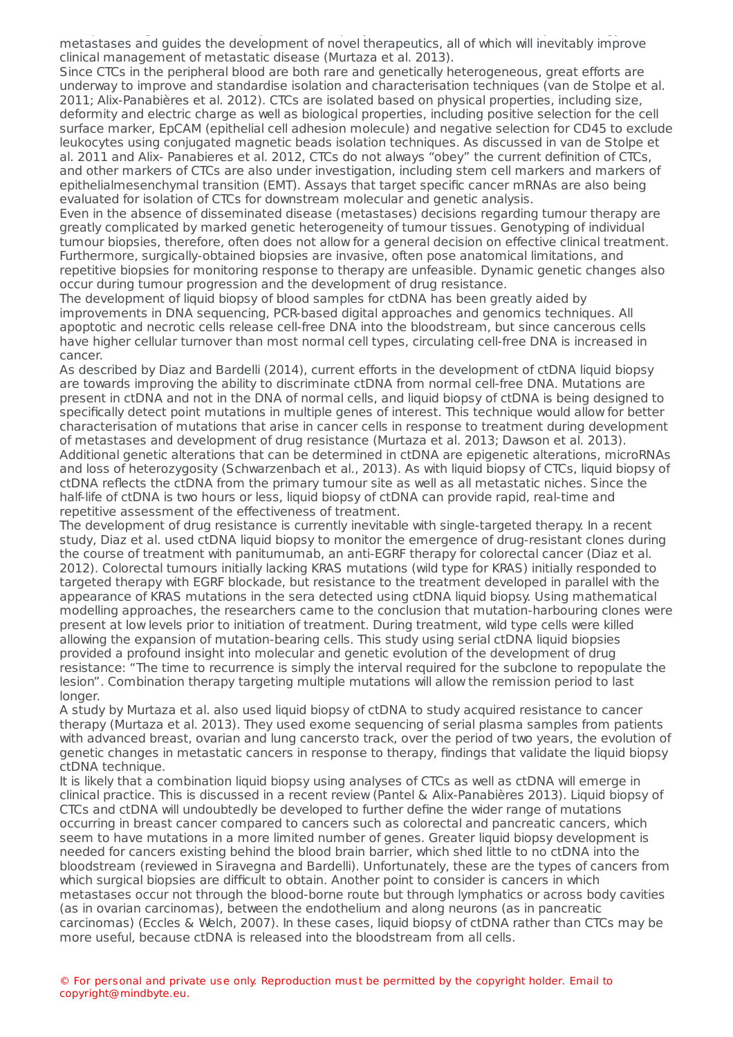metastases and guides the development of novel therapeutics, all of which will inevitably improve clinical management of metastatic disease (Murtaza et al. 2013).

Since CTCs in the peripheral blood are both rare and genetically heterogeneous, great efforts are underway to improve and standardise isolation and characterisation techniques (van de Stolpe et al. 2011; Alix-Panabières et al. 2012). CTCs are isolated based on physical properties, including size, deformity and electric charge as well as biological properties, including positive selection for the cell surface marker, EpCAM (epithelial cell adhesion molecule) and negative selection for CD45 to exclude leukocytes using conjugated magnetic beads isolation techniques. As discussed in van de Stolpe et al. 2011 and Alix- Panabieres et al. 2012, CTCs do not always "obey" the current definition of CTCs, and other markers of CTCs are also under investigation, including stem cell markers and markers of epithelialmesenchymal transition (EMT). Assays that target specific cancer mRNAs are also being evaluated for isolation of CTCs for downstream molecular and genetic analysis.

Even in the absence of disseminated disease (metastases) decisions regarding tumour therapy are greatly complicated by marked genetic heterogeneity of tumour tissues. Genotyping of individual tumour biopsies, therefore, often does not allow for a general decision on effective clinical treatment. Furthermore, surgically-obtained biopsies are invasive, often pose anatomical limitations, and repetitive biopsies for monitoring response to therapy are unfeasible. Dynamic genetic changes also occur during tumour progression and the development of drug resistance.

The development of liquid biopsy of blood samples for ctDNA has been greatly aided by improvements in DNA sequencing, PCR-based digital approaches and genomics techniques. All apoptotic and necrotic cells release cell-free DNA into the bloodstream, but since cancerous cells have higher cellular turnover than most normal cell types, circulating cell-free DNA is increased in cancer.

As described by Diaz and Bardelli (2014), current efforts in the development of ctDNA liquid biopsy are towards improving the ability to discriminate ctDNA from normal cell-free DNA. Mutations are present in ctDNA and not in the DNA of normal cells, and liquid biopsy of ctDNA is being designed to specifically detect point mutations in multiple genes of interest. This technique would allow for better characterisation of mutations that arise in cancer cells in response to treatment during development of metastases and development of drug resistance (Murtaza et al. 2013; Dawson et al. 2013). Additional genetic alterations that can be determined in ctDNA are epigenetic alterations, microRNAs and loss of heterozygosity (Schwarzenbach et al., 2013). As with liquid biopsy of CTCs, liquid biopsy of ctDNA reflects the ctDNA from the primary tumour site as well as all metastatic niches. Since the half-life of ctDNA is two hours or less, liquid biopsy of ctDNA can provide rapid, real-time and repetitive assessment of the effectiveness of treatment.

The development of drug resistance is currently inevitable with single-targeted therapy. In a recent study, Diaz et al. used ctDNA liquid biopsy to monitor the emergence of drug-resistant clones during the course of treatment with panitumumab, an anti-EGFR therapy for colorectal cancer (Diaz et al. 2012). Colorectal tumours initially lacking KRAS mutations (wild type for KRAS) initially responded to targeted therapy with EGFR blockade, but resistance to the treatment developed in parallel with the appearance of KRAS mutations in the sera detected using ctDNA liquid biopsy. Using mathematical modelling approaches, the researchers came to the conclusion that mutation-harbouring clones were present at low levels prior to initiation of treatment. During treatment, wild type cells were killed allowing the expansion of mutation-bearing cells. This study using serial ctDNA liquid biopsies provided a profound insight into molecular and genetic evolution of the development of drug resistance: "The time to recurrence is simply the interval required for the subclone to repopulate the lesion". Combination therapy targeting multiple mutations will allow the remission period to last longer.

A study by Murtaza et al. also used liquid biopsy of ctDNA to study acquired resistance to cancer therapy (Murtaza et al. 2013). They used exome sequencing of serial plasma samples from patients with advanced breast, ovarian and lung cancersto track, over the period of two years, the evolution of genetic changes in metastatic cancers in response to therapy, findings that validate the liquid biopsy ctDNA technique.

It is likely that a combination liquid biopsy using analyses of CTCs as well as ctDNA will emerge in clinical practice. This is discussed in a recent review (Pantel & Alix-Panabières 2013). Liquid biopsy of CTCs and ctDNA will undoubtedly be developed to further define the wider range of mutations occurring in breast cancer compared to cancers such as colorectal and pancreatic cancers, which seem to have mutations in a more limited number of genes. Greater liquid biopsy development is needed for cancers existing behind the blood brain barrier, which shed little to no ctDNA into the bloodstream (reviewed in Siravegna and Bardelli). Unfortunately, these are the types of cancers from which surgical biopsies are difficult to obtain. Another point to consider is cancers in which metastases occur not through the blood-borne route but through lymphatics or across body cavities (as in ovarian carcinomas), between the endothelium and along neurons (as in pancreatic carcinomas) (Eccles & Welch, 2007). In these cases, liquid biopsy of ctDNA rather than CTCs may be more useful, because ctDNA is released into the bloodstream from all cells.

© For personal and private use only. Reproduction must be permitted by the copyright holder. Email to copyright@mindbyte.eu.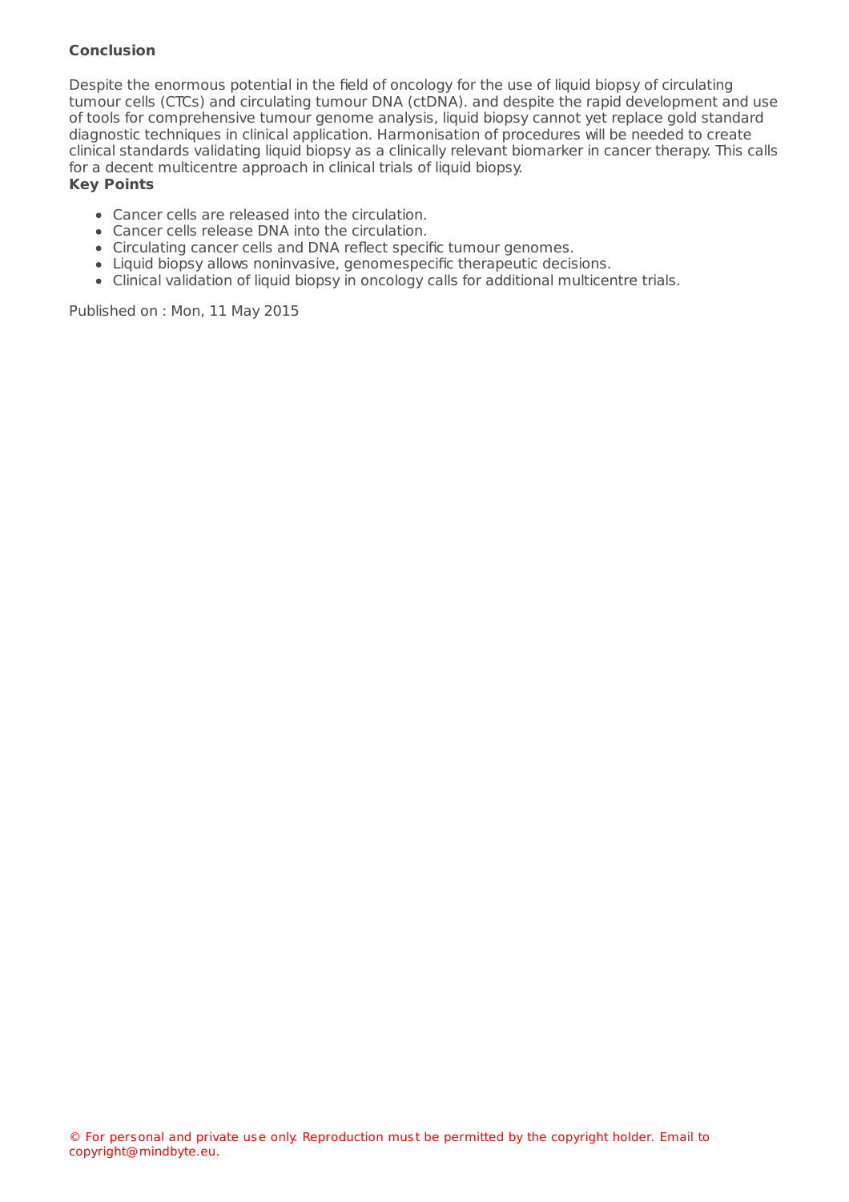### Conclusion

Despite the enormous potential in the field of oncology for the use of liquid biopsy of circulating tumour cells (CTCs) and circulating tumour DNA (ctDNA). and despite the rapid development and use of tools for comprehensive tumour genome analysis, liquid biopsy cannot yet replace gold standard diagnostic techniques in clinical application. Harmonisation of procedures will be needed to create clinical standards validating liquid biopsy as a clinically relevant biomarker in cancer therapy. This calls for a decent multicentre approach in clinical trials of liquid biopsy.

### Key Points

- Cancer cells are released into the circulation.
- Cancer cells release DNA into the circulation.
- Circulating cancer cells and DNA reflect specific tumour genomes.
- Liquid biopsy allows noninvasive, genomespecific therapeutic decisions.
- Clinical validation of liquid biopsy in oncology calls for additional multicentre trials.

Published on : Mon, 11 May 2015

© For personal and private use only. Reproduction must be permitted by the copyright holder. Email to copyright@mindbyte.eu.